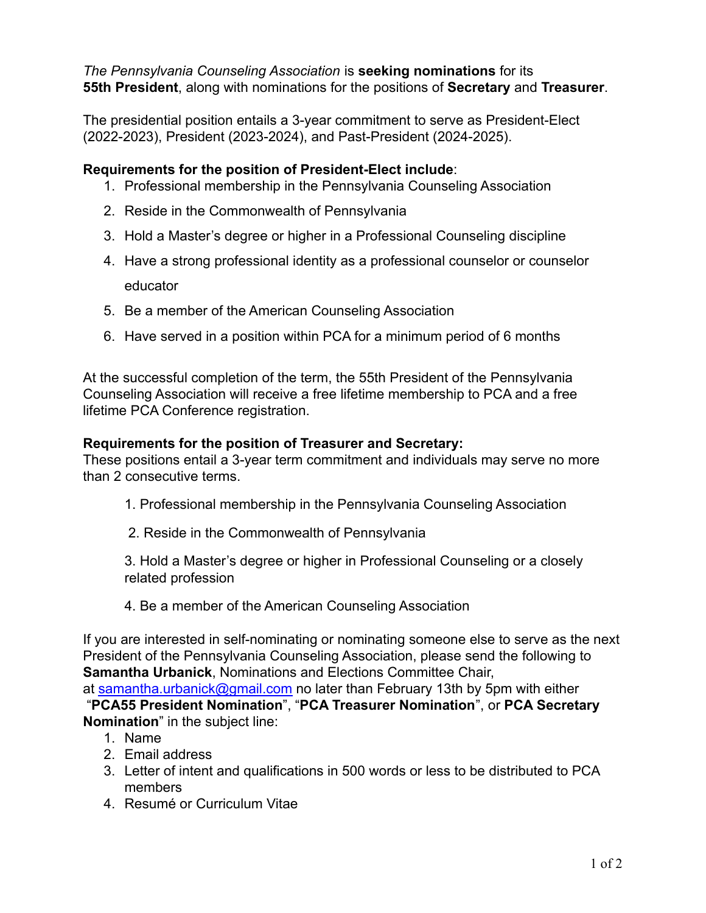*The Pennsylvania Counseling Association* is **seeking nominations** for its **55th President**, along with nominations for the positions of **Secretary** and **Treasurer**.

The presidential position entails a 3-year commitment to serve as President-Elect (2022-2023), President (2023-2024), and Past-President (2024-2025).

**Requirements for the position of President-Elect include**:

1. Professional membership in the Pennsylvania Counseling Association
2. Reside in the Commonwealth of Pennsylvania
3. Hold a Master's degree or higher in a Professional Counseling discipline
4. Have a strong professional identity as a professional counselor or counselor educator
5. Be a member of the American Counseling Association
6. Have served in a position within PCA for a minimum period of 6 months

At the successful completion of the term, the 55th President of the Pennsylvania Counseling Association will receive a free lifetime membership to PCA and a free lifetime PCA Conference registration.

**Requirements for the position of Treasurer and Secretary:**
These positions entail a 3-year term commitment and individuals may serve no more than 2 consecutive terms.

1. Professional membership in the Pennsylvania Counseling Association
2. Reside in the Commonwealth of Pennsylvania
3. Hold a Master's degree or higher in Professional Counseling or a closely related profession
4. Be a member of the American Counseling Association

If you are interested in self-nominating or nominating someone else to serve as the next President of the Pennsylvania Counseling Association, please send the following to **Samantha Urbanick**, Nominations and Elections Committee Chair, at samantha.urbanick@gmail.com no later than February 13th by 5pm with either "**PCA55 President Nomination**", "**PCA Treasurer Nomination**", or **PCA Secretary Nomination**" in the subject line:

1. Name
2. Email address
3. Letter of intent and qualifications in 500 words or less to be distributed to PCA members
4. Resumé or Curriculum Vitae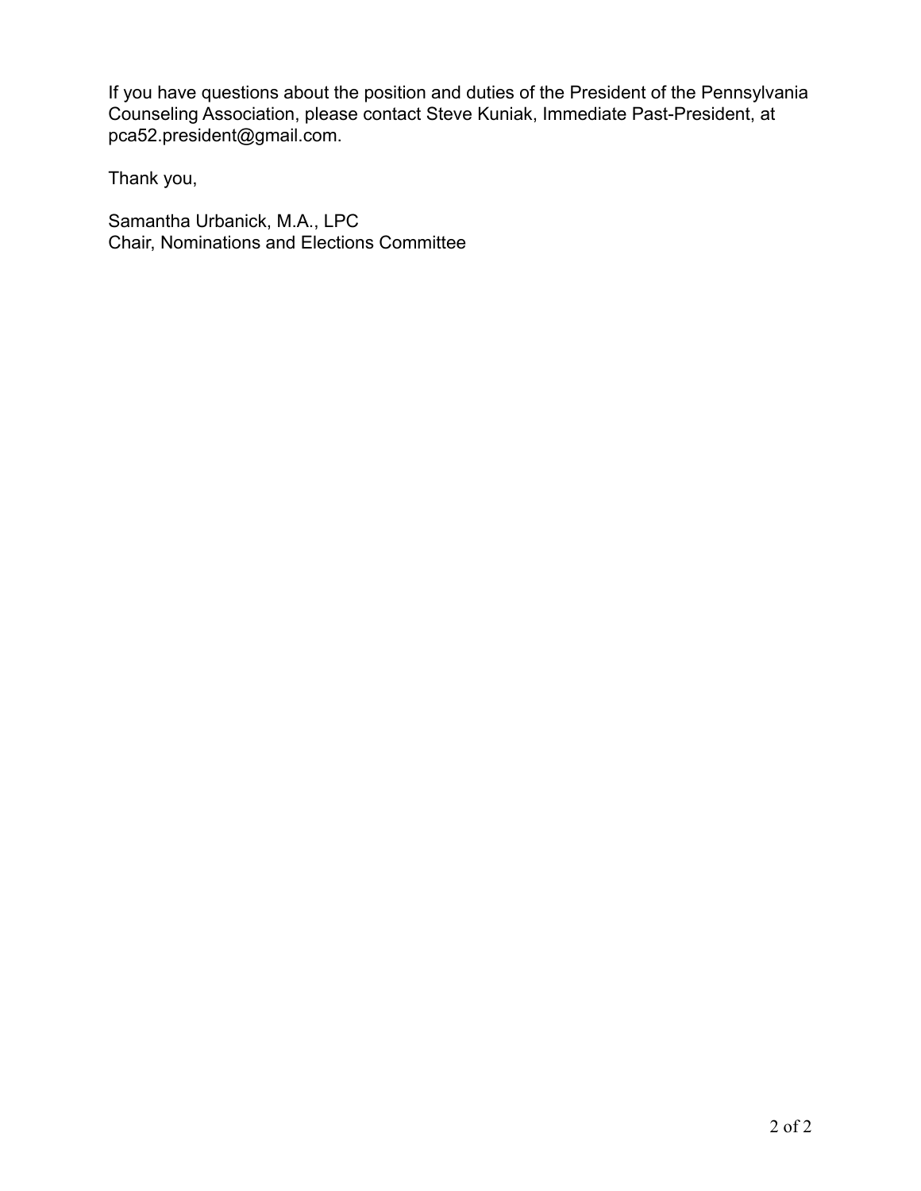If you have questions about the position and duties of the President of the Pennsylvania Counseling Association, please contact Steve Kuniak, Immediate Past-President, at pca52.president@gmail.com.

Thank you,

Samantha Urbanick, M.A., LPC
Chair, Nominations and Elections Committee